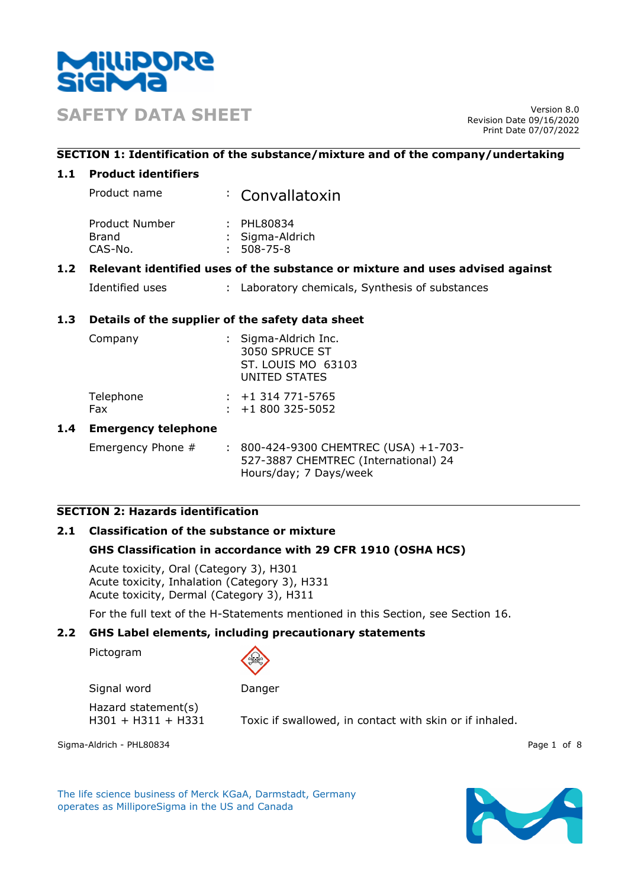# SAFETY DATA SHEET

Version 8.0
Revision Date 09/16/2020
Print Date 07/07/2022

## SECTION 1: Identification of the substance/mixture and of the company/undertaking

### 1.1 Product identifiers

Product name : Convallatoxin

Product Number : PHL80834
Brand : Sigma-Aldrich
CAS-No. : 508-75-8

### 1.2 Relevant identified uses of the substance or mixture and uses advised against

Identified uses : Laboratory chemicals, Synthesis of substances

### 1.3 Details of the supplier of the safety data sheet

Company : Sigma-Aldrich Inc.
3050 SPRUCE ST
ST. LOUIS MO 63103
UNITED STATES

Telephone : +1 314 771-5765
Fax : +1 800 325-5052

### 1.4 Emergency telephone

Emergency Phone # : 800-424-9300 CHEMTREC (USA) +1-703-527-3887 CHEMTREC (International) 24 Hours/day; 7 Days/week

## SECTION 2: Hazards identification

### 2.1 Classification of the substance or mixture

**GHS Classification in accordance with 29 CFR 1910 (OSHA HCS)**

Acute toxicity, Oral (Category 3), H301
Acute toxicity, Inhalation (Category 3), H331
Acute toxicity, Dermal (Category 3), H311

For the full text of the H-Statements mentioned in this Section, see Section 16.

### 2.2 GHS Label elements, including precautionary statements

Pictogram

Signal word : Danger

Hazard statement(s)
H301 + H311 + H331 : Toxic if swallowed, in contact with skin or if inhaled.

The life science business of Merck KGaA, Darmstadt, Germany operates as MilliporeSigma in the US and Canada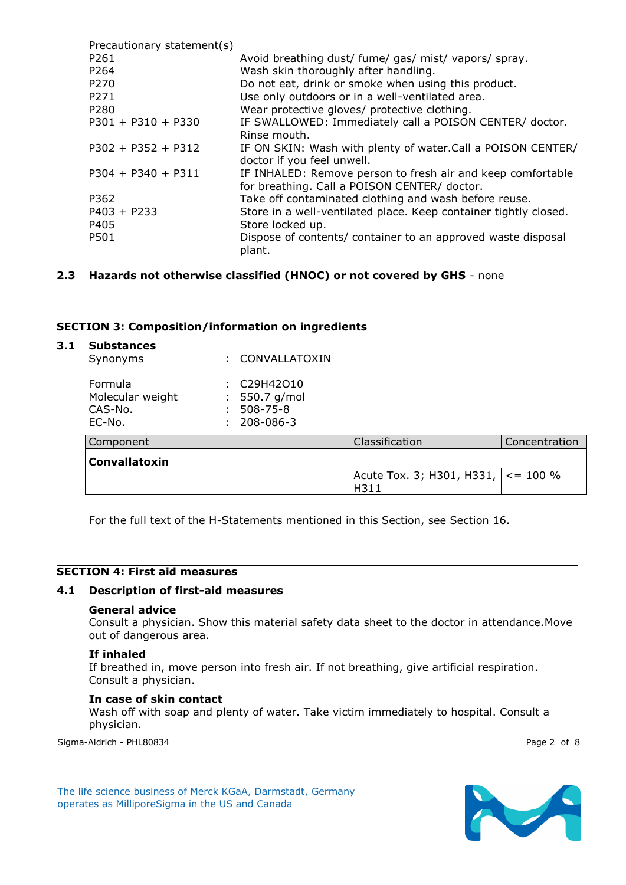Precautionary statement(s)

| | |
|---|---|
| P261 | Avoid breathing dust/ fume/ gas/ mist/ vapors/ spray. |
| P264 | Wash skin thoroughly after handling. |
| P270 | Do not eat, drink or smoke when using this product. |
| P271 | Use only outdoors or in a well-ventilated area. |
| P280 | Wear protective gloves/ protective clothing. |
| P301 + P310 + P330 | IF SWALLOWED: Immediately call a POISON CENTER/ doctor. Rinse mouth. |
| P302 + P352 + P312 | IF ON SKIN: Wash with plenty of water.Call a POISON CENTER/ doctor if you feel unwell. |
| P304 + P340 + P311 | IF INHALED: Remove person to fresh air and keep comfortable for breathing. Call a POISON CENTER/ doctor. |
| P362 | Take off contaminated clothing and wash before reuse. |
| P403 + P233 | Store in a well-ventilated place. Keep container tightly closed. |
| P405 | Store locked up. |
| P501 | Dispose of contents/ container to an approved waste disposal plant. |

### 2.3 Hazards not otherwise classified (HNOC) or not covered by GHS - none

## SECTION 3: Composition/information on ingredients

### 3.1 Substances

Synonyms : CONVALLATOXIN

Formula : $C_{29}H_{42}O_{10}$
Molecular weight : 550.7 g/mol
CAS-No. : 508-75-8
EC-No. : 208-086-3

| Component | Classification | Concentration |
|---|---|---|
| **Convallatoxin** | | |
| | Acute Tox. 3; H301, H331, H311 | <= 100 % |

For the full text of the H-Statements mentioned in this Section, see Section 16.

## SECTION 4: First aid measures

### 4.1 Description of first-aid measures

**General advice**
Consult a physician. Show this material safety data sheet to the doctor in attendance.Move out of dangerous area.

**If inhaled**
If breathed in, move person into fresh air. If not breathing, give artificial respiration. Consult a physician.

**In case of skin contact**
Wash off with soap and plenty of water. Take victim immediately to hospital. Consult a physician.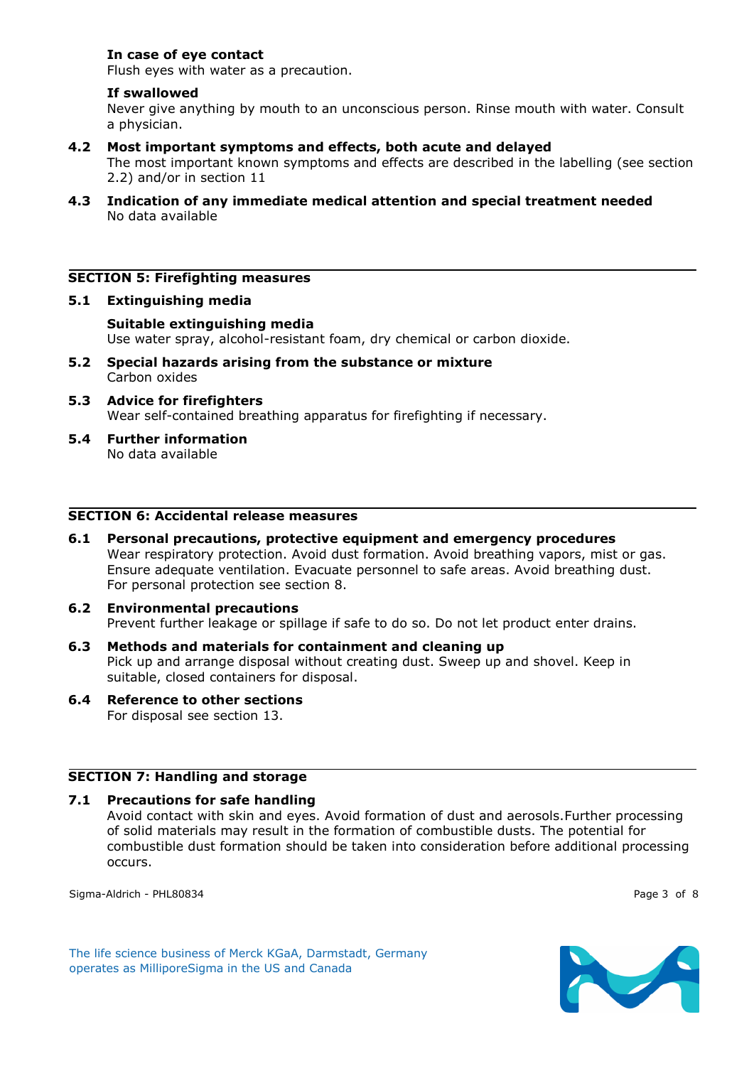**In case of eye contact**
Flush eyes with water as a precaution.

**If swallowed**
Never give anything by mouth to an unconscious person. Rinse mouth with water. Consult a physician.

### 4.2 Most important symptoms and effects, both acute and delayed

The most important known symptoms and effects are described in the labelling (see section 2.2) and/or in section 11

### 4.3 Indication of any immediate medical attention and special treatment needed

No data available

## SECTION 5: Firefighting measures

### 5.1 Extinguishing media

**Suitable extinguishing media**
Use water spray, alcohol-resistant foam, dry chemical or carbon dioxide.

### 5.2 Special hazards arising from the substance or mixture

Carbon oxides

### 5.3 Advice for firefighters

Wear self-contained breathing apparatus for firefighting if necessary.

### 5.4 Further information

No data available

## SECTION 6: Accidental release measures

### 6.1 Personal precautions, protective equipment and emergency procedures

Wear respiratory protection. Avoid dust formation. Avoid breathing vapors, mist or gas. Ensure adequate ventilation. Evacuate personnel to safe areas. Avoid breathing dust. For personal protection see section 8.

### 6.2 Environmental precautions

Prevent further leakage or spillage if safe to do so. Do not let product enter drains.

### 6.3 Methods and materials for containment and cleaning up

Pick up and arrange disposal without creating dust. Sweep up and shovel. Keep in suitable, closed containers for disposal.

### 6.4 Reference to other sections

For disposal see section 13.

## SECTION 7: Handling and storage

### 7.1 Precautions for safe handling

Avoid contact with skin and eyes. Avoid formation of dust and aerosols.Further processing of solid materials may result in the formation of combustible dusts. The potential for combustible dust formation should be taken into consideration before additional processing occurs.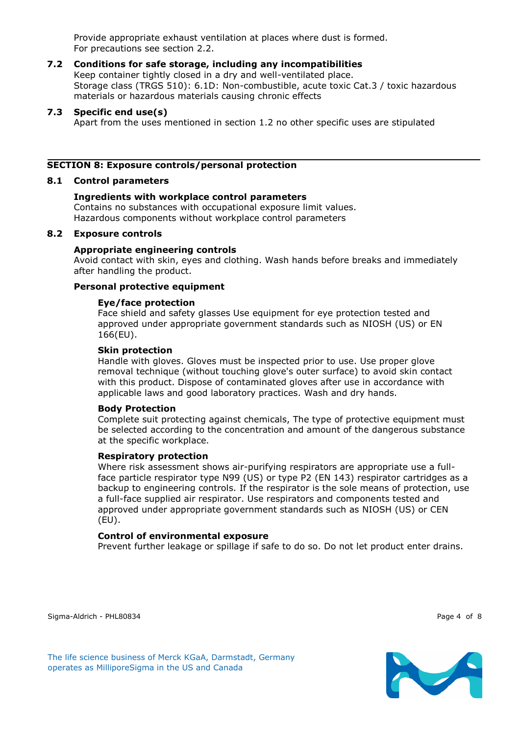Provide appropriate exhaust ventilation at places where dust is formed.
For precautions see section 2.2.

### 7.2 Conditions for safe storage, including any incompatibilities

Keep container tightly closed in a dry and well-ventilated place.
Storage class (TRGS 510): 6.1D: Non-combustible, acute toxic Cat.3 / toxic hazardous materials or hazardous materials causing chronic effects

### 7.3 Specific end use(s)

Apart from the uses mentioned in section 1.2 no other specific uses are stipulated

## SECTION 8: Exposure controls/personal protection

### 8.1 Control parameters

**Ingredients with workplace control parameters**
Contains no substances with occupational exposure limit values.
Hazardous components without workplace control parameters

### 8.2 Exposure controls

**Appropriate engineering controls**
Avoid contact with skin, eyes and clothing. Wash hands before breaks and immediately after handling the product.

**Personal protective equipment**

**Eye/face protection**
Face shield and safety glasses Use equipment for eye protection tested and approved under appropriate government standards such as NIOSH (US) or EN 166(EU).

**Skin protection**
Handle with gloves. Gloves must be inspected prior to use. Use proper glove removal technique (without touching glove's outer surface) to avoid skin contact with this product. Dispose of contaminated gloves after use in accordance with applicable laws and good laboratory practices. Wash and dry hands.

**Body Protection**
Complete suit protecting against chemicals, The type of protective equipment must be selected according to the concentration and amount of the dangerous substance at the specific workplace.

**Respiratory protection**
Where risk assessment shows air-purifying respirators are appropriate use a full-face particle respirator type N99 (US) or type P2 (EN 143) respirator cartridges as a backup to engineering controls. If the respirator is the sole means of protection, use a full-face supplied air respirator. Use respirators and components tested and approved under appropriate government standards such as NIOSH (US) or CEN (EU).

**Control of environmental exposure**
Prevent further leakage or spillage if safe to do so. Do not let product enter drains.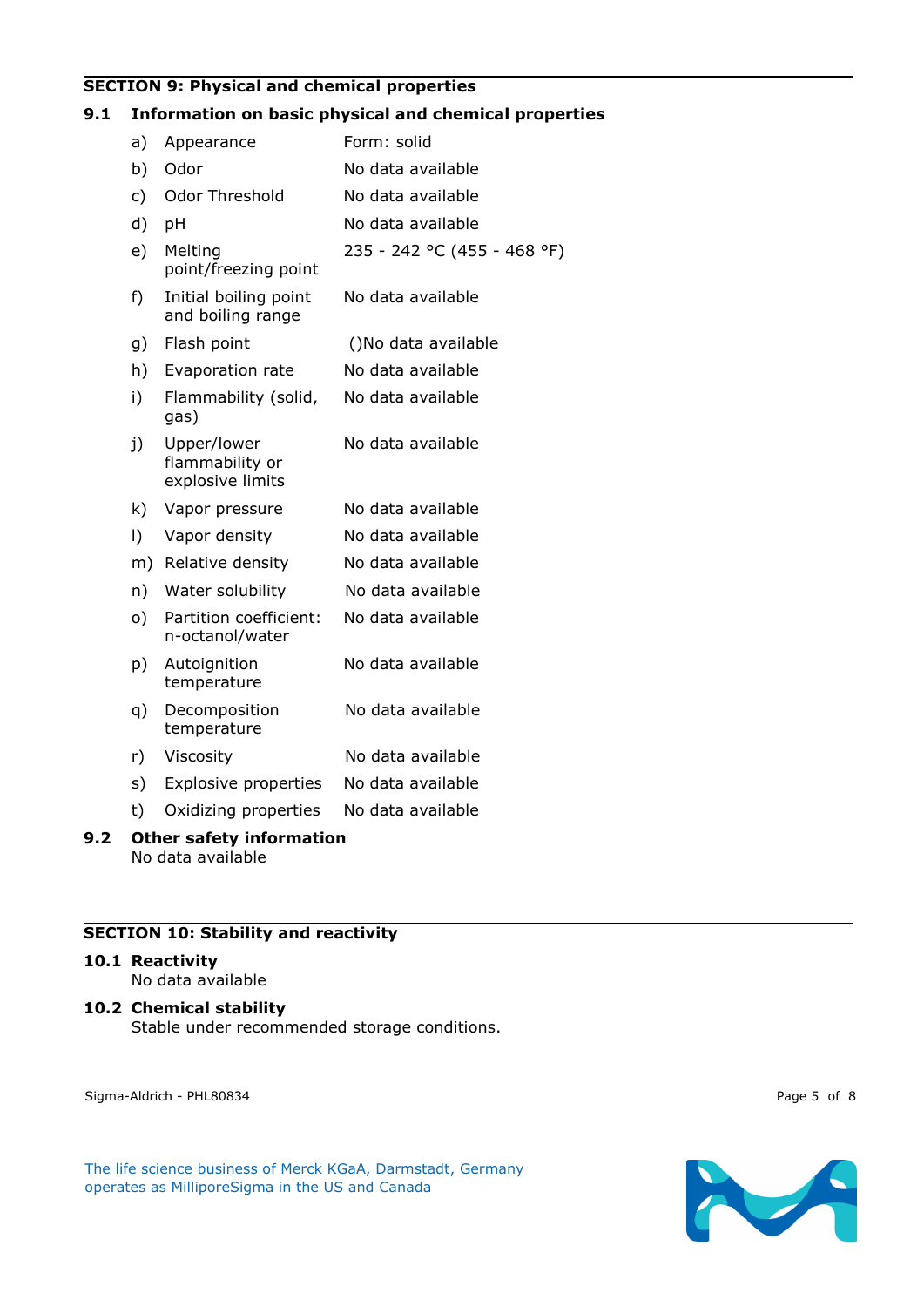## SECTION 9: Physical and chemical properties

### 9.1 Information on basic physical and chemical properties

| | | |
|---|---|---|
| a) | Appearance | Form: solid |
| b) | Odor | No data available |
| c) | Odor Threshold | No data available |
| d) | pH | No data available |
| e) | Melting point/freezing point | 235 - 242 °C (455 - 468 °F) |
| f) | Initial boiling point and boiling range | No data available |
| g) | Flash point | ()No data available |
| h) | Evaporation rate | No data available |
| i) | Flammability (solid, gas) | No data available |
| j) | Upper/lower flammability or explosive limits | No data available |
| k) | Vapor pressure | No data available |
| l) | Vapor density | No data available |
| m) | Relative density | No data available |
| n) | Water solubility | No data available |
| o) | Partition coefficient: n-octanol/water | No data available |
| p) | Autoignition temperature | No data available |
| q) | Decomposition temperature | No data available |
| r) | Viscosity | No data available |
| s) | Explosive properties | No data available |
| t) | Oxidizing properties | No data available |

### 9.2 Other safety information

No data available

## SECTION 10: Stability and reactivity

### 10.1 Reactivity

No data available

### 10.2 Chemical stability

Stable under recommended storage conditions.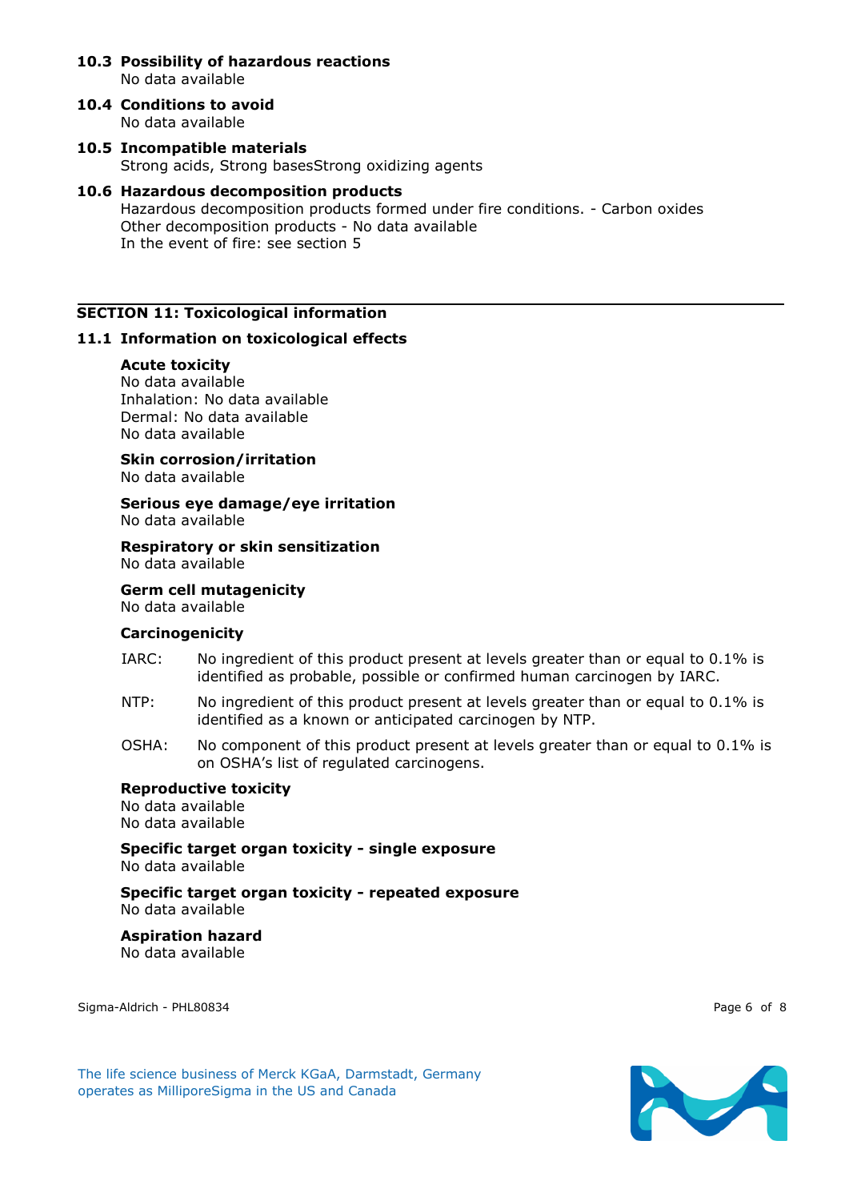### 10.3 Possibility of hazardous reactions

No data available

### 10.4 Conditions to avoid

No data available

### 10.5 Incompatible materials

Strong acids, Strong basesStrong oxidizing agents

### 10.6 Hazardous decomposition products

Hazardous decomposition products formed under fire conditions. - Carbon oxides
Other decomposition products - No data available
In the event of fire: see section 5

## SECTION 11: Toxicological information

### 11.1 Information on toxicological effects

**Acute toxicity**
No data available
Inhalation: No data available
Dermal: No data available
No data available

**Skin corrosion/irritation**
No data available

**Serious eye damage/eye irritation**
No data available

**Respiratory or skin sensitization**
No data available

**Germ cell mutagenicity**
No data available

**Carcinogenicity**

IARC: No ingredient of this product present at levels greater than or equal to 0.1% is identified as probable, possible or confirmed human carcinogen by IARC.

NTP: No ingredient of this product present at levels greater than or equal to 0.1% is identified as a known or anticipated carcinogen by NTP.

OSHA: No component of this product present at levels greater than or equal to 0.1% is on OSHA's list of regulated carcinogens.

**Reproductive toxicity**
No data available
No data available

**Specific target organ toxicity - single exposure**
No data available

**Specific target organ toxicity - repeated exposure**
No data available

**Aspiration hazard**
No data available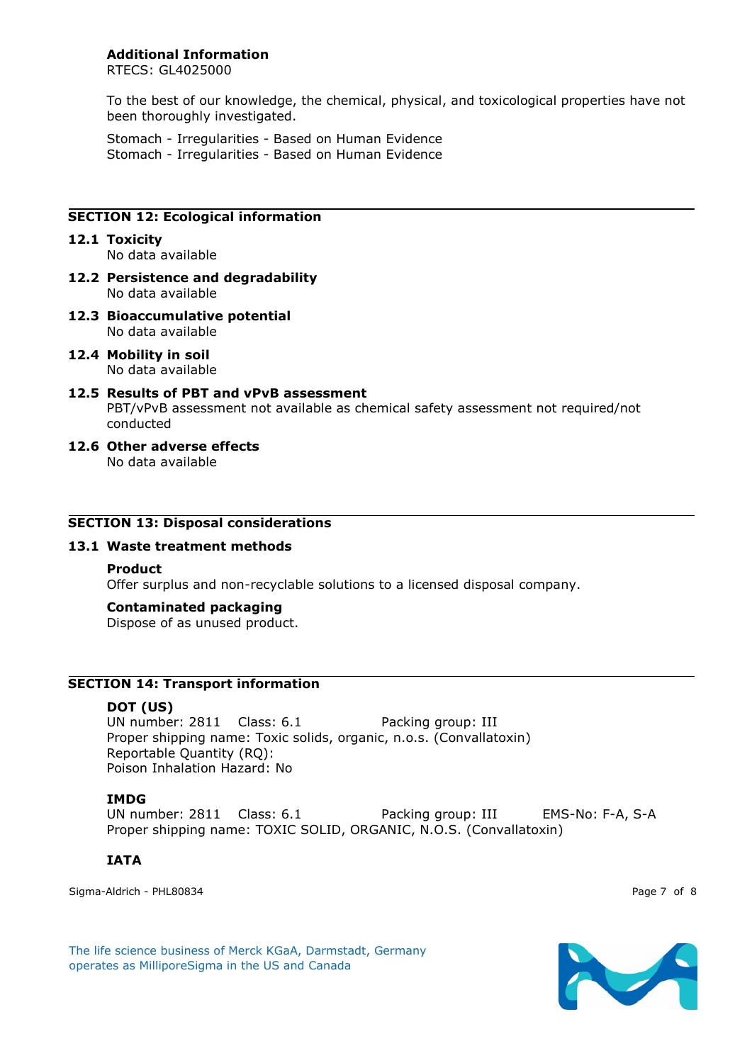**Additional Information**

RTECS: GL4025000

To the best of our knowledge, the chemical, physical, and toxicological properties have not been thoroughly investigated.

Stomach - Irregularities - Based on Human Evidence
Stomach - Irregularities - Based on Human Evidence

## SECTION 12: Ecological information

**12.1 Toxicity**

No data available

**12.2 Persistence and degradability**

No data available

**12.3 Bioaccumulative potential**

No data available

**12.4 Mobility in soil**

No data available

**12.5 Results of PBT and vPvB assessment**

PBT/vPvB assessment not available as chemical safety assessment not required/not conducted

**12.6 Other adverse effects**

No data available

## SECTION 13: Disposal considerations

**13.1 Waste treatment methods**

**Product**

Offer surplus and non-recyclable solutions to a licensed disposal company.

**Contaminated packaging**

Dispose of as unused product.

## SECTION 14: Transport information

**DOT (US)**

UN number: 2811 Class: 6.1 Packing group: III
Proper shipping name: Toxic solids, organic, n.o.s. (Convallatoxin)
Reportable Quantity (RQ):
Poison Inhalation Hazard: No

**IMDG**

UN number: 2811 Class: 6.1 Packing group: III EMS-No: F-A, S-A
Proper shipping name: TOXIC SOLID, ORGANIC, N.O.S. (Convallatoxin)

**IATA**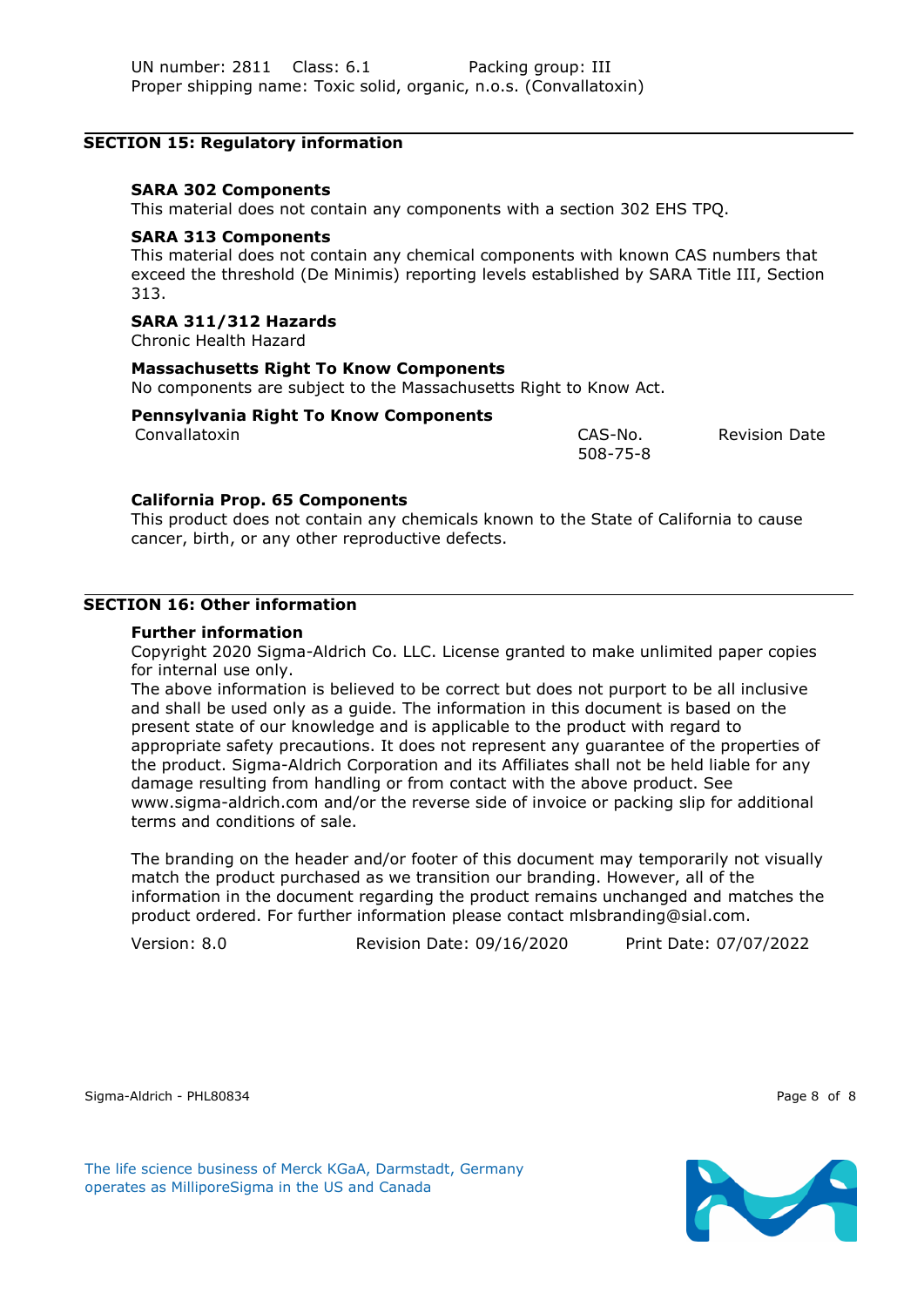UN number: 2811 Class: 6.1 Packing group: III
Proper shipping name: Toxic solid, organic, n.o.s. (Convallatoxin)

## SECTION 15: Regulatory information

**SARA 302 Components**
This material does not contain any components with a section 302 EHS TPQ.

**SARA 313 Components**
This material does not contain any chemical components with known CAS numbers that exceed the threshold (De Minimis) reporting levels established by SARA Title III, Section 313.

**SARA 311/312 Hazards**
Chronic Health Hazard

**Massachusetts Right To Know Components**
No components are subject to the Massachusetts Right to Know Act.

**Pennsylvania Right To Know Components**

| | | |
|---|---|---|
| Convallatoxin | CAS-No. 508-75-8 | Revision Date |

**California Prop. 65 Components**
This product does not contain any chemicals known to the State of California to cause cancer, birth, or any other reproductive defects.

## SECTION 16: Other information

**Further information**
Copyright 2020 Sigma-Aldrich Co. LLC. License granted to make unlimited paper copies for internal use only.
The above information is believed to be correct but does not purport to be all inclusive and shall be used only as a guide. The information in this document is based on the present state of our knowledge and is applicable to the product with regard to appropriate safety precautions. It does not represent any guarantee of the properties of the product. Sigma-Aldrich Corporation and its Affiliates shall not be held liable for any damage resulting from handling or from contact with the above product. See www.sigma-aldrich.com and/or the reverse side of invoice or packing slip for additional terms and conditions of sale.

The branding on the header and/or footer of this document may temporarily not visually match the product purchased as we transition our branding. However, all of the information in the document regarding the product remains unchanged and matches the product ordered. For further information please contact mlsbranding@sial.com.

Version: 8.0 Revision Date: 09/16/2020 Print Date: 07/07/2022